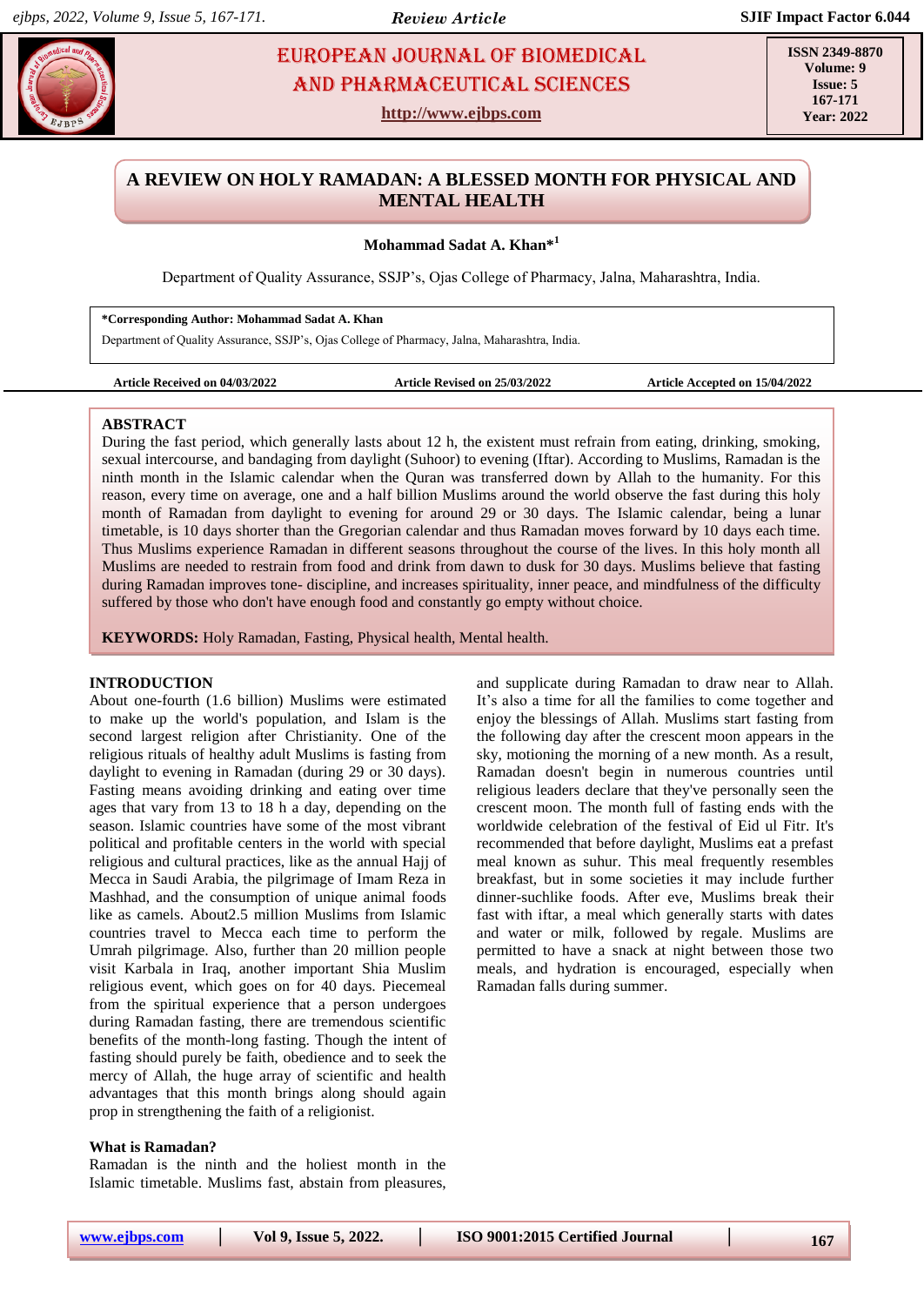# A REVIEW ON HOLY RAMADAN: A BLESSED MONTH FOR PHYSICAL AND MENTAL HEALTH

**Mohammad Sadat A. Khan*[1]**

Department of Quality Assurance, SSJP's, Ojas College of Pharmacy, Jalna, Maharashtra, India.

**\*Corresponding Author: Mohammad Sadat A. Khan**

Department of Quality Assurance, SSJP's, Ojas College of Pharmacy, Jalna, Maharashtra, India.

**Article Received on 04/03/2022** **Article Revised on 25/03/2022** **Article Accepted on 15/04/2022**

## ABSTRACT

During the fast period, which generally lasts about 12 h, the existent must refrain from eating, drinking, smoking, sexual intercourse, and bandaging from daylight (Suhoor) to evening (Iftar). According to Muslims, Ramadan is the ninth month in the Islamic calendar when the Quran was transferred down by Allah to the humanity. For this reason, every time on average, one and a half billion Muslims around the world observe the fast during this holy month of Ramadan from daylight to evening for around 29 or 30 days. The Islamic calendar, being a lunar timetable, is 10 days shorter than the Gregorian calendar and thus Ramadan moves forward by 10 days each time. Thus Muslims experience Ramadan in different seasons throughout the course of the lives. In this holy month all Muslims are needed to restrain from food and drink from dawn to dusk for 30 days. Muslims believe that fasting during Ramadan improves tone- discipline, and increases spirituality, inner peace, and mindfulness of the difficulty suffered by those who don't have enough food and constantly go empty without choice.

**KEYWORDS:** Holy Ramadan, Fasting, Physical health, Mental health.

## INTRODUCTION

About one-fourth (1.6 billion) Muslims were estimated to make up the world's population, and Islam is the second largest religion after Christianity. One of the religious rituals of healthy adult Muslims is fasting from daylight to evening in Ramadan (during 29 or 30 days). Fasting means avoiding drinking and eating over time ages that vary from 13 to 18 h a day, depending on the season. Islamic countries have some of the most vibrant political and profitable centers in the world with special religious and cultural practices, like as the annual Hajj of Mecca in Saudi Arabia, the pilgrimage of Imam Reza in Mashhad, and the consumption of unique animal foods like as camels. About2.5 million Muslims from Islamic countries travel to Mecca each time to perform the Umrah pilgrimage. Also, further than 20 million people visit Karbala in Iraq, another important Shia Muslim religious event, which goes on for 40 days. Piecemeal from the spiritual experience that a person undergoes during Ramadan fasting, there are tremendous scientific benefits of the month-long fasting. Though the intent of fasting should purely be faith, obedience and to seek the mercy of Allah, the huge array of scientific and health advantages that this month brings along should again prop in strengthening the faith of a religionist.

### What is Ramadan?

Ramadan is the ninth and the holiest month in the Islamic timetable. Muslims fast, abstain from pleasures, and supplicate during Ramadan to draw near to Allah. It's also a time for all the families to come together and enjoy the blessings of Allah. Muslims start fasting from the following day after the crescent moon appears in the sky, motioning the morning of a new month. As a result, Ramadan doesn't begin in numerous countries until religious leaders declare that they've personally seen the crescent moon. The month full of fasting ends with the worldwide celebration of the festival of Eid ul Fitr. It's recommended that before daylight, Muslims eat a prefast meal known as suhur. This meal frequently resembles breakfast, but in some societies it may include further dinner-suchlike foods. After eve, Muslims break their fast with iftar, a meal which generally starts with dates and water or milk, followed by regale. Muslims are permitted to have a snack at night between those two meals, and hydration is encouraged, especially when Ramadan falls during summer.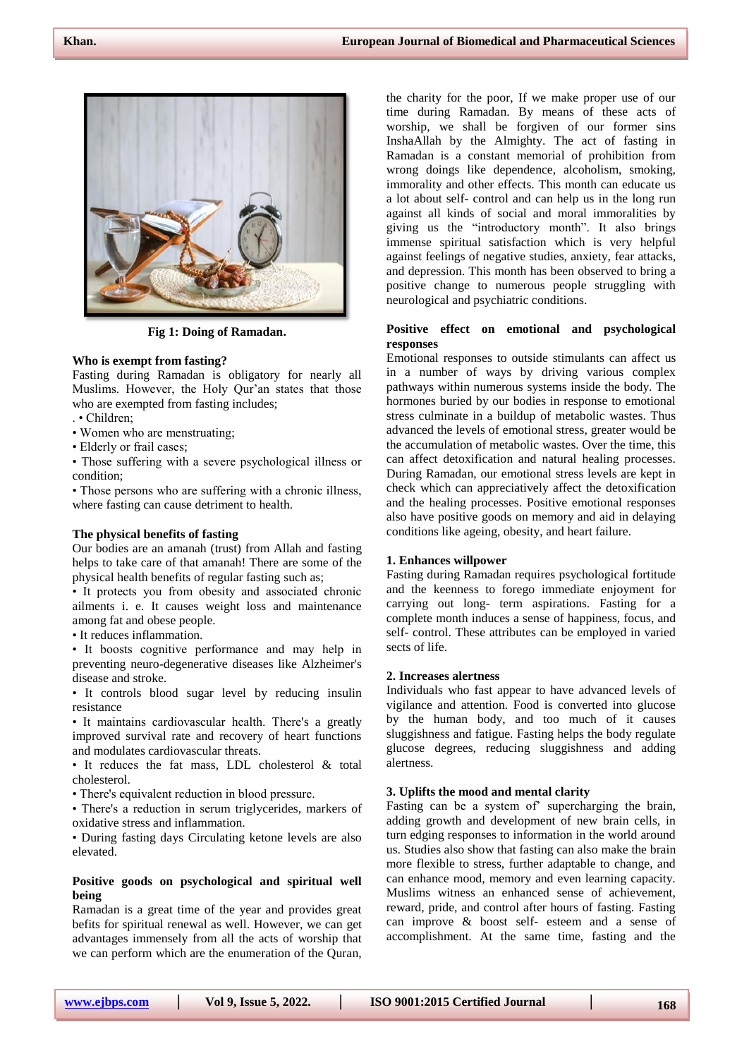Fig 1: Doing of Ramadan.

**Who is exempt from fasting?**

Fasting during Ramadan is obligatory for nearly all Muslims. However, the Holy Qur'an states that those who are exempted from fasting includes;

. • Children;

- Women who are menstruating;
- Elderly or frail cases;
- Those suffering with a severe psychological illness or condition;
- Those persons who are suffering with a chronic illness, where fasting can cause detriment to health.

**The physical benefits of fasting**

Our bodies are an amanah (trust) from Allah and fasting helps to take care of that amanah! There are some of the physical health benefits of regular fasting such as;

- It protects you from obesity and associated chronic ailments i. e. It causes weight loss and maintenance among fat and obese people.
- It reduces inflammation.
- It boosts cognitive performance and may help in preventing neuro-degenerative diseases like Alzheimer's disease and stroke.
- It controls blood sugar level by reducing insulin resistance
- It maintains cardiovascular health. There's a greatly improved survival rate and recovery of heart functions and modulates cardiovascular threats.
- It reduces the fat mass, LDL cholesterol & total cholesterol.
- There's equivalent reduction in blood pressure.
- There's a reduction in serum triglycerides, markers of oxidative stress and inflammation.
- During fasting days Circulating ketone levels are also elevated.

**Positive goods on psychological and spiritual well being**

Ramadan is a great time of the year and provides great befits for spiritual renewal as well. However, we can get advantages immensely from all the acts of worship that we can perform which are the enumeration of the Quran, the charity for the poor, If we make proper use of our time during Ramadan. By means of these acts of worship, we shall be forgiven of our former sins InshaAllah by the Almighty. The act of fasting in Ramadan is a constant memorial of prohibition from wrong doings like dependence, alcoholism, smoking, immorality and other effects. This month can educate us a lot about self- control and can help us in the long run against all kinds of social and moral immoralities by giving us the "introductory month". It also brings immense spiritual satisfaction which is very helpful against feelings of negative studies, anxiety, fear attacks, and depression. This month has been observed to bring a positive change to numerous people struggling with neurological and psychiatric conditions.

**Positive effect on emotional and psychological responses**

Emotional responses to outside stimulants can affect us in a number of ways by driving various complex pathways within numerous systems inside the body. The hormones buried by our bodies in response to emotional stress culminate in a buildup of metabolic wastes. Thus advanced the levels of emotional stress, greater would be the accumulation of metabolic wastes. Over the time, this can affect detoxification and natural healing processes. During Ramadan, our emotional stress levels are kept in check which can appreciatively affect the detoxification and the healing processes. Positive emotional responses also have positive goods on memory and aid in delaying conditions like ageing, obesity, and heart failure.

**1. Enhances willpower**

Fasting during Ramadan requires psychological fortitude and the keenness to forego immediate enjoyment for carrying out long- term aspirations. Fasting for a complete month induces a sense of happiness, focus, and self- control. These attributes can be employed in varied sects of life.

**2. Increases alertness**

Individuals who fast appear to have advanced levels of vigilance and attention. Food is converted into glucose by the human body, and too much of it causes sluggishness and fatigue. Fasting helps the body regulate glucose degrees, reducing sluggishness and adding alertness.

**3. Uplifts the mood and mental clarity**

Fasting can be a system of' supercharging the brain, adding growth and development of new brain cells, in turn edging responses to information in the world around us. Studies also show that fasting can also make the brain more flexible to stress, further adaptable to change, and can enhance mood, memory and even learning capacity. Muslims witness an enhanced sense of achievement, reward, pride, and control after hours of fasting. Fasting can improve & boost self- esteem and a sense of accomplishment. At the same time, fasting and the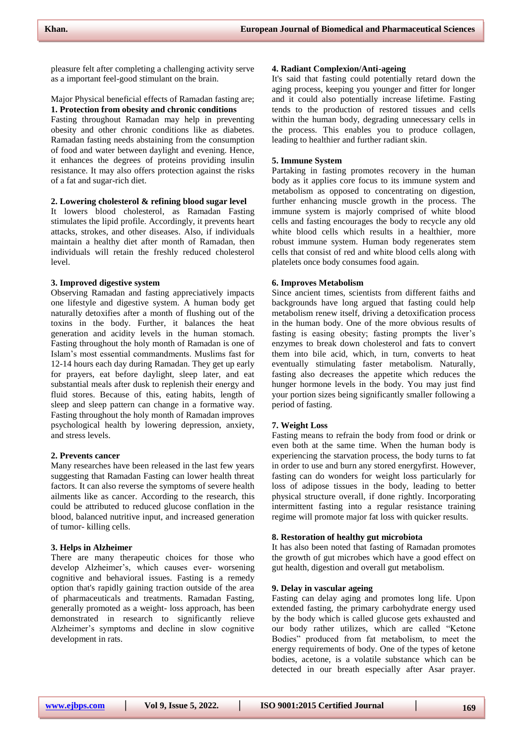pleasure felt after completing a challenging activity serve as a important feel-good stimulant on the brain.

Major Physical beneficial effects of Ramadan fasting are;

**1. Protection from obesity and chronic conditions**

Fasting throughout Ramadan may help in preventing obesity and other chronic conditions like as diabetes. Ramadan fasting needs abstaining from the consumption of food and water between daylight and evening. Hence, it enhances the degrees of proteins providing insulin resistance. It may also offers protection against the risks of a fat and sugar-rich diet.

**2. Lowering cholesterol & refining blood sugar level**

It lowers blood cholesterol, as Ramadan Fasting stimulates the lipid profile. Accordingly, it prevents heart attacks, strokes, and other diseases. Also, if individuals maintain a healthy diet after month of Ramadan, then individuals will retain the freshly reduced cholesterol level.

**3. Improved digestive system**

Observing Ramadan and fasting appreciatively impacts one lifestyle and digestive system. A human body get naturally detoxifies after a month of flushing out of the toxins in the body. Further, it balances the heat generation and acidity levels in the human stomach. Fasting throughout the holy month of Ramadan is one of Islam's most essential commandments. Muslims fast for 12-14 hours each day during Ramadan. They get up early for prayers, eat before daylight, sleep later, and eat substantial meals after dusk to replenish their energy and fluid stores. Because of this, eating habits, length of sleep and sleep pattern can change in a formative way. Fasting throughout the holy month of Ramadan improves psychological health by lowering depression, anxiety, and stress levels.

**2. Prevents cancer**

Many researches have been released in the last few years suggesting that Ramadan Fasting can lower health threat factors. It can also reverse the symptoms of severe health ailments like as cancer. According to the research, this could be attributed to reduced glucose conflation in the blood, balanced nutritive input, and increased generation of tumor- killing cells.

**3. Helps in Alzheimer**

There are many therapeutic choices for those who develop Alzheimer's, which causes ever- worsening cognitive and behavioral issues. Fasting is a remedy option that's rapidly gaining traction outside of the area of pharmaceuticals and treatments. Ramadan Fasting, generally promoted as a weight- loss approach, has been demonstrated in research to significantly relieve Alzheimer's symptoms and decline in slow cognitive development in rats.

**4. Radiant Complexion/Anti-ageing**

It's said that fasting could potentially retard down the aging process, keeping you younger and fitter for longer and it could also potentially increase lifetime. Fasting tends to the production of restored tissues and cells within the human body, degrading unnecessary cells in the process. This enables you to produce collagen, leading to healthier and further radiant skin.

**5. Immune System**

Partaking in fasting promotes recovery in the human body as it applies core focus to its immune system and metabolism as opposed to concentrating on digestion, further enhancing muscle growth in the process. The immune system is majorly comprised of white blood cells and fasting encourages the body to recycle any old white blood cells which results in a healthier, more robust immune system. Human body regenerates stem cells that consist of red and white blood cells along with platelets once body consumes food again.

**6. Improves Metabolism**

Since ancient times, scientists from different faiths and backgrounds have long argued that fasting could help metabolism renew itself, driving a detoxification process in the human body. One of the more obvious results of fasting is easing obesity; fasting prompts the liver's enzymes to break down cholesterol and fats to convert them into bile acid, which, in turn, converts to heat eventually stimulating faster metabolism. Naturally, fasting also decreases the appetite which reduces the hunger hormone levels in the body. You may just find your portion sizes being significantly smaller following a period of fasting.

**7. Weight Loss**

Fasting means to refrain the body from food or drink or even both at the same time. When the human body is experiencing the starvation process, the body turns to fat in order to use and burn any stored energyfirst. However, fasting can do wonders for weight loss particularly for loss of adipose tissues in the body, leading to better physical structure overall, if done rightly. Incorporating intermittent fasting into a regular resistance training regime will promote major fat loss with quicker results.

**8. Restoration of healthy gut microbiota**

It has also been noted that fasting of Ramadan promotes the growth of gut microbes which have a good effect on gut health, digestion and overall gut metabolism.

**9. Delay in vascular ageing**

Fasting can delay aging and promotes long life. Upon extended fasting, the primary carbohydrate energy used by the body which is called glucose gets exhausted and our body rather utilizes, which are called "Ketone Bodies" produced from fat metabolism, to meet the energy requirements of body. One of the types of ketone bodies, acetone, is a volatile substance which can be detected in our breath especially after Asar prayer.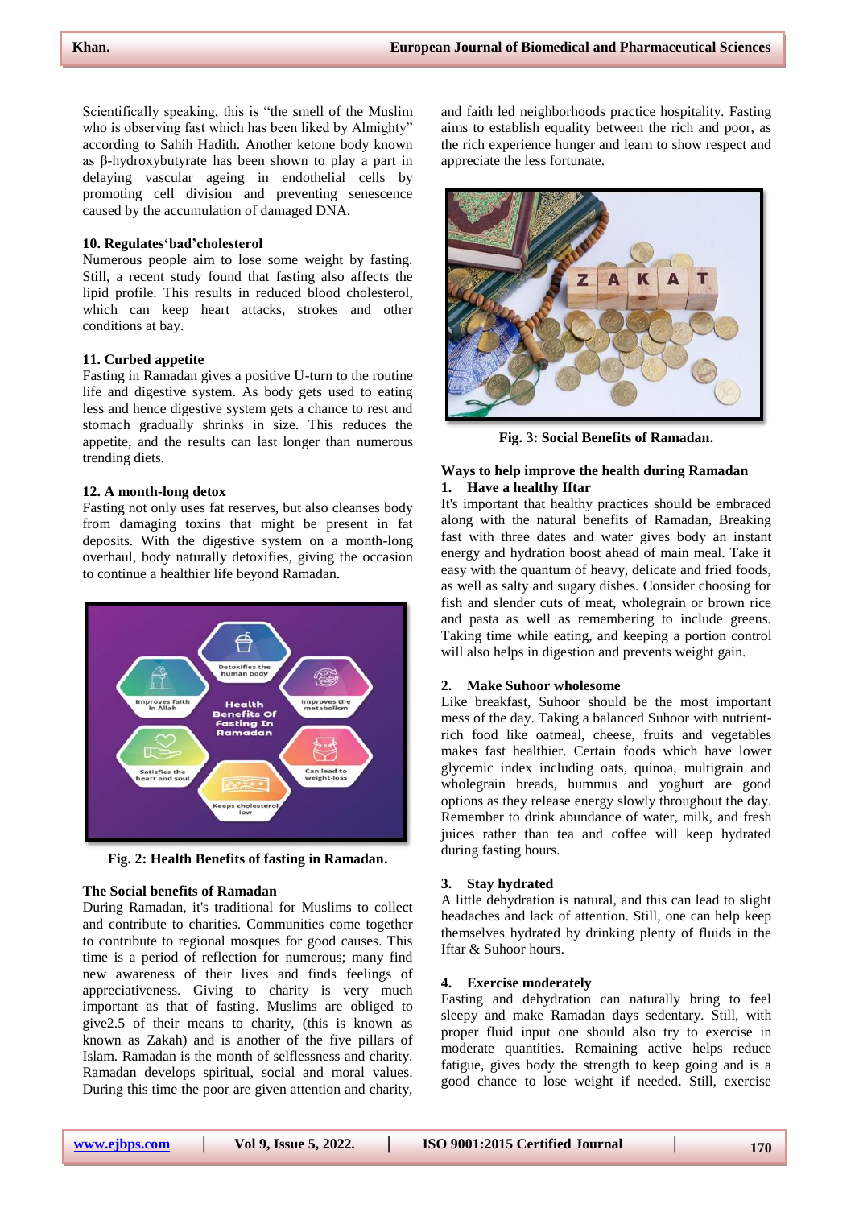Scientifically speaking, this is "the smell of the Muslim who is observing fast which has been liked by Almighty" according to Sahih Hadith. Another ketone body known as β-hydroxybutyrate has been shown to play a part in delaying vascular ageing in endothelial cells by promoting cell division and preventing senescence caused by the accumulation of damaged DNA.

**10. Regulates'bad'cholesterol**

Numerous people aim to lose some weight by fasting. Still, a recent study found that fasting also affects the lipid profile. This results in reduced blood cholesterol, which can keep heart attacks, strokes and other conditions at bay.

**11. Curbed appetite**

Fasting in Ramadan gives a positive U-turn to the routine life and digestive system. As body gets used to eating less and hence digestive system gets a chance to rest and stomach gradually shrinks in size. This reduces the appetite, and the results can last longer than numerous trending diets.

**12. A month-long detox**

Fasting not only uses fat reserves, but also cleanses body from damaging toxins that might be present in fat deposits. With the digestive system on a month-long overhaul, body naturally detoxifies, giving the occasion to continue a healthier life beyond Ramadan.

**Fig. 2: Health Benefits of fasting in Ramadan.**

**The Social benefits of Ramadan**

During Ramadan, it's traditional for Muslims to collect and contribute to charities. Communities come together to contribute to regional mosques for good causes. This time is a period of reflection for numerous; many find new awareness of their lives and finds feelings of appreciativeness. Giving to charity is very much important as that of fasting. Muslims are obliged to give2.5 of their means to charity, (this is known as known as Zakah) and is another of the five pillars of Islam. Ramadan is the month of selflessness and charity. Ramadan develops spiritual, social and moral values. During this time the poor are given attention and charity, and faith led neighborhoods practice hospitality. Fasting aims to establish equality between the rich and poor, as the rich experience hunger and learn to show respect and appreciate the less fortunate.

**Fig. 3: Social Benefits of Ramadan.**

**Ways to help improve the health during Ramadan**

**1. Have a healthy Iftar**

It's important that healthy practices should be embraced along with the natural benefits of Ramadan, Breaking fast with three dates and water gives body an instant energy and hydration boost ahead of main meal. Take it easy with the quantum of heavy, delicate and fried foods, as well as salty and sugary dishes. Consider choosing for fish and slender cuts of meat, wholegrain or brown rice and pasta as well as remembering to include greens. Taking time while eating, and keeping a portion control will also helps in digestion and prevents weight gain.

**2. Make Suhoor wholesome**

Like breakfast, Suhoor should be the most important mess of the day. Taking a balanced Suhoor with nutrient-rich food like oatmeal, cheese, fruits and vegetables makes fast healthier. Certain foods which have lower glycemic index including oats, quinoa, multigrain and wholegrain breads, hummus and yoghurt are good options as they release energy slowly throughout the day. Remember to drink abundance of water, milk, and fresh juices rather than tea and coffee will keep hydrated during fasting hours.

**3. Stay hydrated**

A little dehydration is natural, and this can lead to slight headaches and lack of attention. Still, one can help keep themselves hydrated by drinking plenty of fluids in the Iftar & Suhoor hours.

**4. Exercise moderately**

Fasting and dehydration can naturally bring to feel sleepy and make Ramadan days sedentary. Still, with proper fluid input one should also try to exercise in moderate quantities. Remaining active helps reduce fatigue, gives body the strength to keep going and is a good chance to lose weight if needed. Still, exercise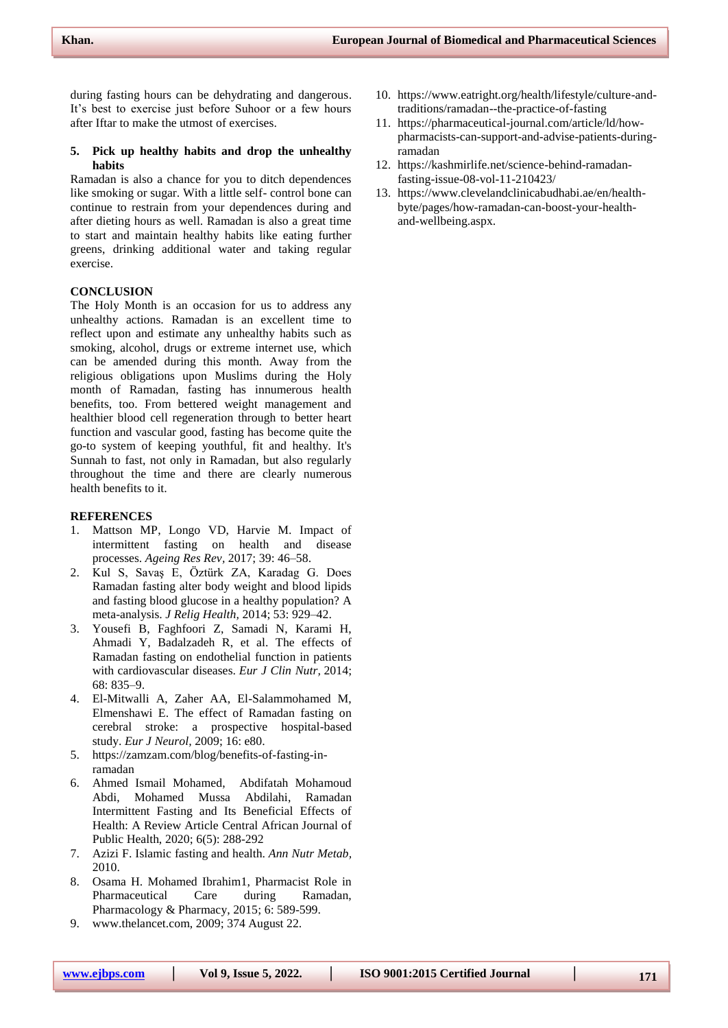during fasting hours can be dehydrating and dangerous. It's best to exercise just before Suhoor or a few hours after Iftar to make the utmost of exercises.

**5. Pick up healthy habits and drop the unhealthy habits**

Ramadan is also a chance for you to ditch dependences like smoking or sugar. With a little self- control bone can continue to restrain from your dependences during and after dieting hours as well. Ramadan is also a great time to start and maintain healthy habits like eating further greens, drinking additional water and taking regular exercise.

## CONCLUSION

The Holy Month is an occasion for us to address any unhealthy actions. Ramadan is an excellent time to reflect upon and estimate any unhealthy habits such as smoking, alcohol, drugs or extreme internet use, which can be amended during this month. Away from the religious obligations upon Muslims during the Holy month of Ramadan, fasting has innumerous health benefits, too. From bettered weight management and healthier blood cell regeneration through to better heart function and vascular good, fasting has become quite the go-to system of keeping youthful, fit and healthy. It's Sunnah to fast, not only in Ramadan, but also regularly throughout the time and there are clearly numerous health benefits to it.

## REFERENCES

1. Mattson MP, Longo VD, Harvie M. Impact of intermittent fasting on health and disease processes. *Ageing Res Rev*, 2017; 39: 46–58.
2. Kul S, Savaş E, Öztürk ZA, Karadag G. Does Ramadan fasting alter body weight and blood lipids and fasting blood glucose in a healthy population? A meta-analysis. *J Relig Health*, 2014; 53: 929–42.
3. Yousefi B, Faghfoori Z, Samadi N, Karami H, Ahmadi Y, Badalzadeh R, et al. The effects of Ramadan fasting on endothelial function in patients with cardiovascular diseases. *Eur J Clin Nutr*, 2014; 68: 835–9.
4. El-Mitwalli A, Zaher AA, El-Salammohamed M, Elmenshawi E. The effect of Ramadan fasting on cerebral stroke: a prospective hospital-based study. *Eur J Neurol*, 2009; 16: e80.
5. https://zamzam.com/blog/benefits-of-fasting-in-ramadan
6. Ahmed Ismail Mohamed, Abdifatah Mohamoud Abdi, Mohamed Mussa Abdilahi, Ramadan Intermittent Fasting and Its Beneficial Effects of Health: A Review Article Central African Journal of Public Health, 2020; 6(5): 288-292
7. Azizi F. Islamic fasting and health. *Ann Nutr Metab*, 2010.
8. Osama H. Mohamed Ibrahim1, Pharmacist Role in Pharmaceutical Care during Ramadan, Pharmacology & Pharmacy, 2015; 6: 589-599.
9. www.thelancet.com, 2009; 374 August 22.
10. https://www.eatright.org/health/lifestyle/culture-and-traditions/ramadan--the-practice-of-fasting
11. https://pharmaceutical-journal.com/article/ld/how-pharmacists-can-support-and-advise-patients-during-ramadan
12. https://kashmirlife.net/science-behind-ramadan-fasting-issue-08-vol-11-210423/
13. https://www.clevelandclinicabudhabi.ae/en/health-byte/pages/how-ramadan-can-boost-your-health-and-wellbeing.aspx.